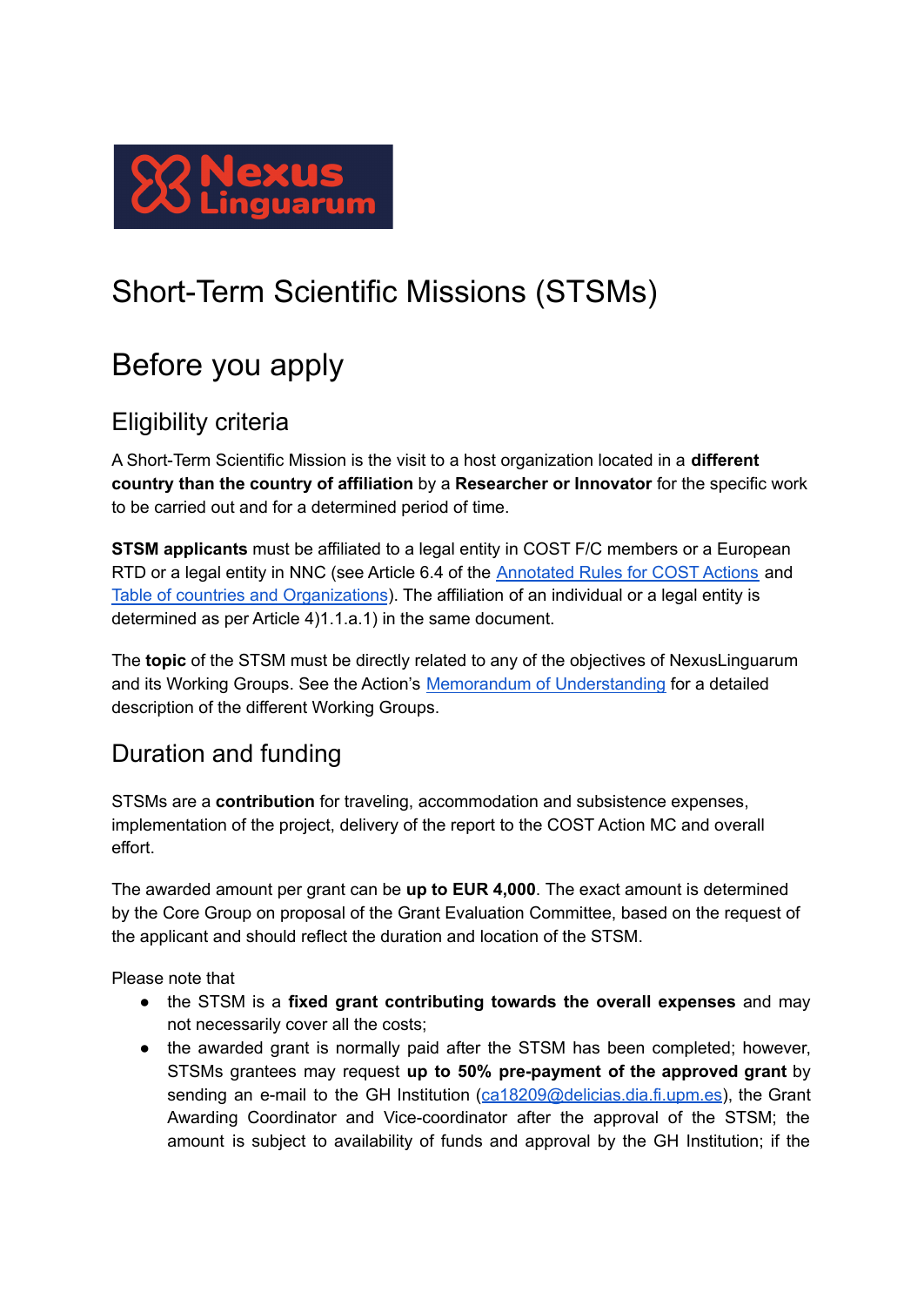# Short-Term Scientific Missions (STSMs)

# Before you apply

## Eligibility criteria

A Short-Term Scientific Mission is the visit to a host organization located in a **different country than the country of affiliation** by a **Researcher or Innovator** for the specific work to be carried out and for a determined period of time.

**STSM applicants** must be affiliated to a legal entity in COST F/C members or a European RTD or a legal entity in NNC (see Article 6.4 of the Annotated Rules for COST Actions and Table of countries and Organizations). The affiliation of an individual or a legal entity is determined as per Article 4)1.1.a.1) in the same document.

The **topic** of the STSM must be directly related to any of the objectives of NexusLinguarum and its Working Groups. See the Action's Memorandum of Understanding for a detailed description of the different Working Groups.

## Duration and funding

STSMs are a **contribution** for traveling, accommodation and subsistence expenses, implementation of the project, delivery of the report to the COST Action MC and overall effort.

The awarded amount per grant can be **up to EUR 4,000**. The exact amount is determined by the Core Group on proposal of the Grant Evaluation Committee, based on the request of the applicant and should reflect the duration and location of the STSM.

Please note that

- the STSM is a **fixed grant contributing towards the overall expenses** and may not necessarily cover all the costs;
- the awarded grant is normally paid after the STSM has been completed; however, STSMs grantees may request **up to 50% pre-payment of the approved grant** by sending an e-mail to the GH Institution (ca18209@delicias.dia.fi.upm.es), the Grant Awarding Coordinator and Vice-coordinator after the approval of the STSM; the amount is subject to availability of funds and approval by the GH Institution; if the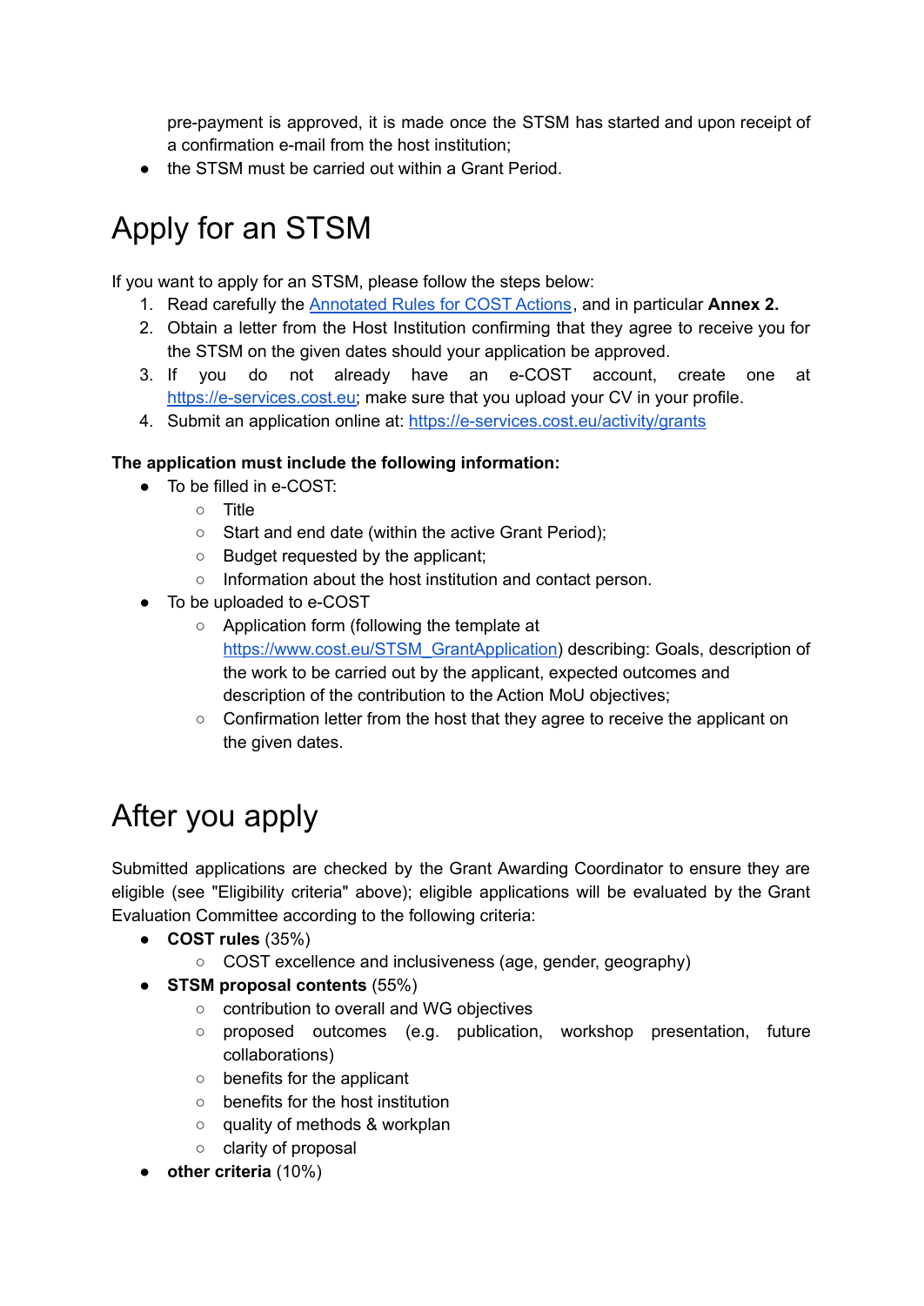pre-payment is approved, it is made once the STSM has started and upon receipt of a confirmation e-mail from the host institution;
- the STSM must be carried out within a Grant Period.

# Apply for an STSM

If you want to apply for an STSM, please follow the steps below:

1. Read carefully the [Annotated Rules for COST Actions](), and in particular **Annex 2.**
2. Obtain a letter from the Host Institution confirming that they agree to receive you for the STSM on the given dates should your application be approved.
3. If you do not already have an e-COST account, create one at [https://e-services.cost.eu](https://e-services.cost.eu); make sure that you upload your CV in your profile.
4. Submit an application online at: [https://e-services.cost.eu/activity/grants](https://e-services.cost.eu/activity/grants)

**The application must include the following information:**

- To be filled in e-COST:
  - Title
  - Start and end date (within the active Grant Period);
  - Budget requested by the applicant;
  - Information about the host institution and contact person.
- To be uploaded to e-COST
  - Application form (following the template at [https://www.cost.eu/STSM_GrantApplication](https://www.cost.eu/STSM_GrantApplication)) describing: Goals, description of the work to be carried out by the applicant, expected outcomes and description of the contribution to the Action MoU objectives;
  - Confirmation letter from the host that they agree to receive the applicant on the given dates.

# After you apply

Submitted applications are checked by the Grant Awarding Coordinator to ensure they are eligible (see "Eligibility criteria" above); eligible applications will be evaluated by the Grant Evaluation Committee according to the following criteria:

- **COST rules** (35%)
  - COST excellence and inclusiveness (age, gender, geography)
- **STSM proposal contents** (55%)
  - contribution to overall and WG objectives
  - proposed outcomes (e.g. publication, workshop presentation, future collaborations)
  - benefits for the applicant
  - benefits for the host institution
  - quality of methods & workplan
  - clarity of proposal
- **other criteria** (10%)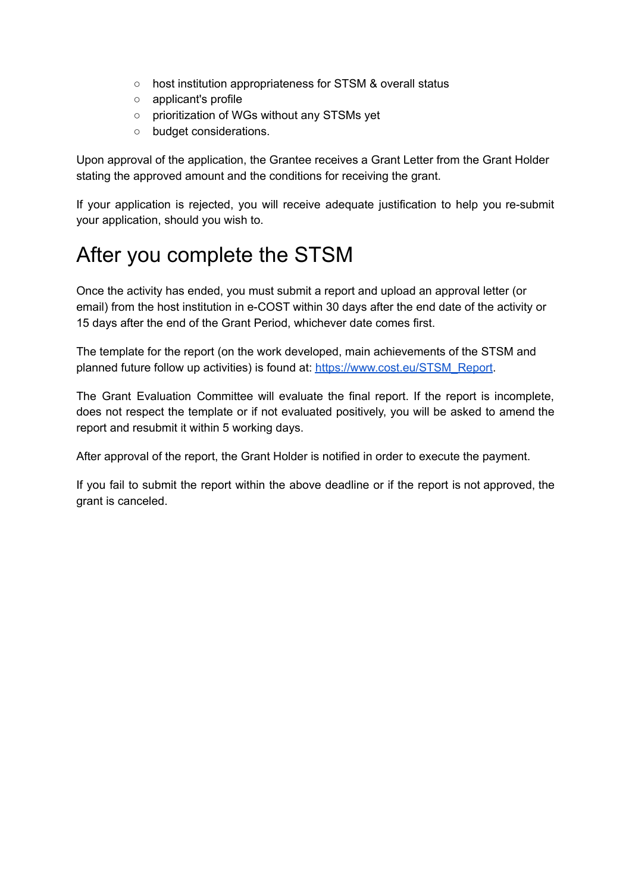- host institution appropriateness for STSM & overall status
- applicant's profile
- prioritization of WGs without any STSMs yet
- budget considerations.

Upon approval of the application, the Grantee receives a Grant Letter from the Grant Holder stating the approved amount and the conditions for receiving the grant.

If your application is rejected, you will receive adequate justification to help you re-submit your application, should you wish to.

# After you complete the STSM

Once the activity has ended, you must submit a report and upload an approval letter (or email) from the host institution in e-COST within 30 days after the end date of the activity or 15 days after the end of the Grant Period, whichever date comes first.

The template for the report (on the work developed, main achievements of the STSM and planned future follow up activities) is found at: [https://www.cost.eu/STSM_Report](https://www.cost.eu/STSM_Report).

The Grant Evaluation Committee will evaluate the final report. If the report is incomplete, does not respect the template or if not evaluated positively, you will be asked to amend the report and resubmit it within 5 working days.

After approval of the report, the Grant Holder is notified in order to execute the payment.

If you fail to submit the report within the above deadline or if the report is not approved, the grant is canceled.